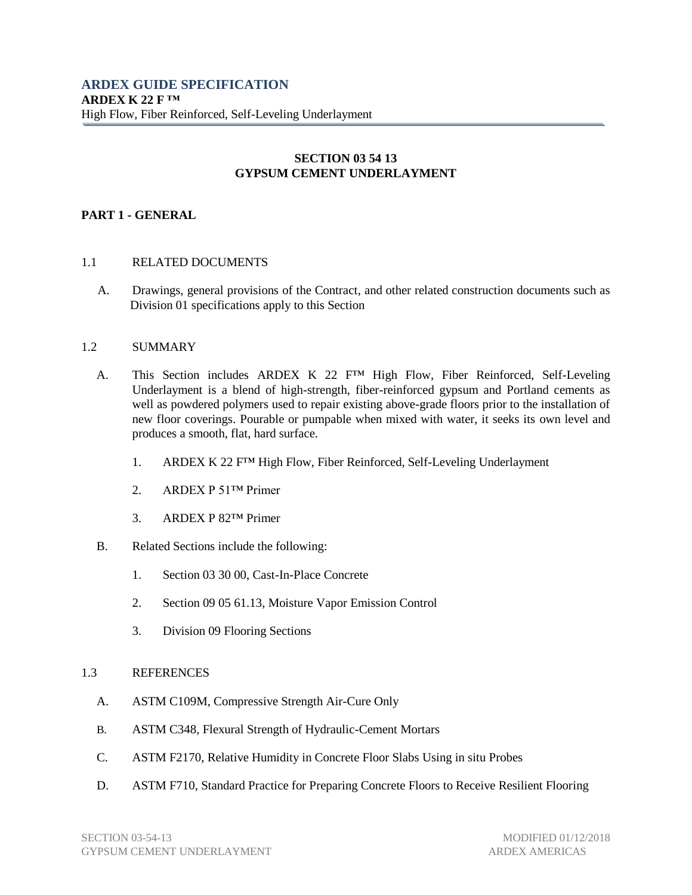# ARDEX GUIDE SPECIFICATION

**ARDEX K 22 F ™**

High Flow, Fiber Reinforced, Self-Leveling Underlayment

## SECTION 03 54 13
## GYPSUM CEMENT UNDERLAYMENT

## PART 1 - GENERAL

### 1.1 RELATED DOCUMENTS

A. Drawings, general provisions of the Contract, and other related construction documents such as Division 01 specifications apply to this Section

### 1.2 SUMMARY

A. This Section includes ARDEX K 22 F™ High Flow, Fiber Reinforced, Self-Leveling Underlayment is a blend of high-strength, fiber-reinforced gypsum and Portland cements as well as powdered polymers used to repair existing above-grade floors prior to the installation of new floor coverings. Pourable or pumpable when mixed with water, it seeks its own level and produces a smooth, flat, hard surface.

1. ARDEX K 22 F™ High Flow, Fiber Reinforced, Self-Leveling Underlayment
2. ARDEX P 51™ Primer
3. ARDEX P 82™ Primer

B. Related Sections include the following:

1. Section 03 30 00, Cast-In-Place Concrete
2. Section 09 05 61.13, Moisture Vapor Emission Control
3. Division 09 Flooring Sections

### 1.3 REFERENCES

A. ASTM C109M, Compressive Strength Air-Cure Only

B. ASTM C348, Flexural Strength of Hydraulic-Cement Mortars

C. ASTM F2170, Relative Humidity in Concrete Floor Slabs Using in situ Probes

D. ASTM F710, Standard Practice for Preparing Concrete Floors to Receive Resilient Flooring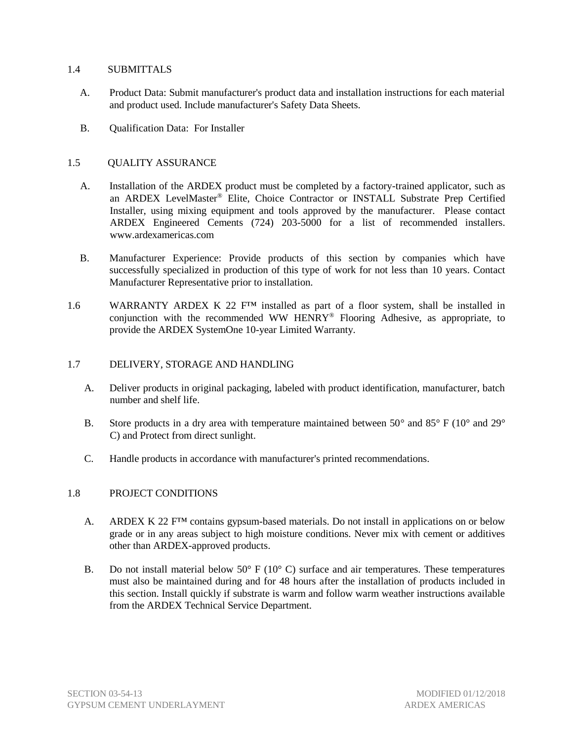## 1.4 SUBMITTALS

A. Product Data: Submit manufacturer's product data and installation instructions for each material and product used. Include manufacturer's Safety Data Sheets.

B. Qualification Data: For Installer

## 1.5 QUALITY ASSURANCE

A. Installation of the ARDEX product must be completed by a factory-trained applicator, such as an ARDEX LevelMaster® Elite, Choice Contractor or INSTALL Substrate Prep Certified Installer, using mixing equipment and tools approved by the manufacturer. Please contact ARDEX Engineered Cements (724) 203-5000 for a list of recommended installers. www.ardexamericas.com

B. Manufacturer Experience: Provide products of this section by companies which have successfully specialized in production of this type of work for not less than 10 years. Contact Manufacturer Representative prior to installation.

## 1.6 WARRANTY

ARDEX K 22 F™ installed as part of a floor system, shall be installed in conjunction with the recommended WW HENRY® Flooring Adhesive, as appropriate, to provide the ARDEX SystemOne 10-year Limited Warranty.

## 1.7 DELIVERY, STORAGE AND HANDLING

A. Deliver products in original packaging, labeled with product identification, manufacturer, batch number and shelf life.

B. Store products in a dry area with temperature maintained between 50° and 85° F (10° and 29° C) and Protect from direct sunlight.

C. Handle products in accordance with manufacturer's printed recommendations.

## 1.8 PROJECT CONDITIONS

A. ARDEX K 22 F™ contains gypsum-based materials. Do not install in applications on or below grade or in any areas subject to high moisture conditions. Never mix with cement or additives other than ARDEX-approved products.

B. Do not install material below 50° F (10° C) surface and air temperatures. These temperatures must also be maintained during and for 48 hours after the installation of products included in this section. Install quickly if substrate is warm and follow warm weather instructions available from the ARDEX Technical Service Department.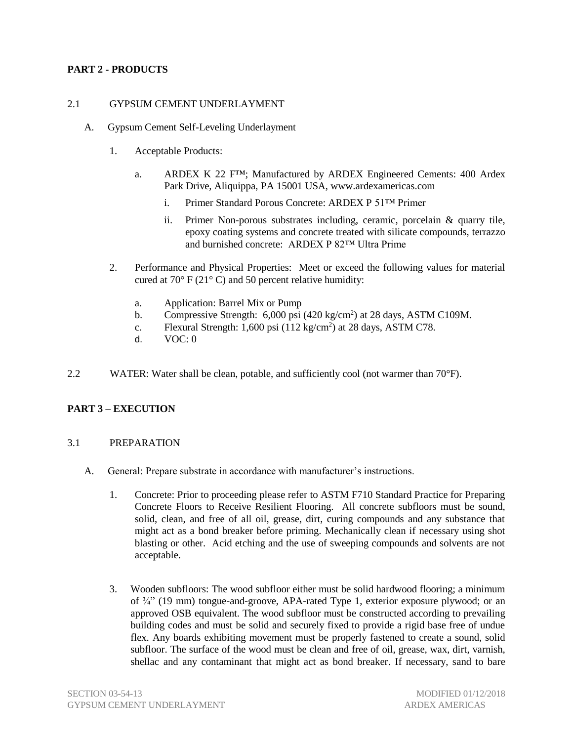## PART 2 - PRODUCTS

### 2.1 GYPSUM CEMENT UNDERLAYMENT

A. Gypsum Cement Self-Leveling Underlayment

1. Acceptable Products:

   a. ARDEX K 22 F™; Manufactured by ARDEX Engineered Cements: 400 Ardex Park Drive, Aliquippa, PA 15001 USA, www.ardexamericas.com

      i. Primer Standard Porous Concrete: ARDEX P 51™ Primer

      ii. Primer Non-porous substrates including, ceramic, porcelain & quarry tile, epoxy coating systems and concrete treated with silicate compounds, terrazzo and burnished concrete: ARDEX P 82™ Ultra Prime

2. Performance and Physical Properties: Meet or exceed the following values for material cured at 70° F (21° C) and 50 percent relative humidity:

   a. Application: Barrel Mix or Pump
   b. Compressive Strength: 6,000 psi (420 kg/cm$^2$) at 28 days, ASTM C109M.
   c. Flexural Strength: 1,600 psi (112 kg/cm$^2$) at 28 days, ASTM C78.
   d. VOC: 0

### 2.2 WATER: Water shall be clean, potable, and sufficiently cool (not warmer than 70°F).

## PART 3 – EXECUTION

### 3.1 PREPARATION

A. General: Prepare substrate in accordance with manufacturer's instructions.

1. Concrete: Prior to proceeding please refer to ASTM F710 Standard Practice for Preparing Concrete Floors to Receive Resilient Flooring. All concrete subfloors must be sound, solid, clean, and free of all oil, grease, dirt, curing compounds and any substance that might act as a bond breaker before priming. Mechanically clean if necessary using shot blasting or other. Acid etching and the use of sweeping compounds and solvents are not acceptable.

3. Wooden subfloors: The wood subfloor either must be solid hardwood flooring; a minimum of ¾" (19 mm) tongue-and-groove, APA-rated Type 1, exterior exposure plywood; or an approved OSB equivalent. The wood subfloor must be constructed according to prevailing building codes and must be solid and securely fixed to provide a rigid base free of undue flex. Any boards exhibiting movement must be properly fastened to create a sound, solid subfloor. The surface of the wood must be clean and free of oil, grease, wax, dirt, varnish, shellac and any contaminant that might act as bond breaker. If necessary, sand to bare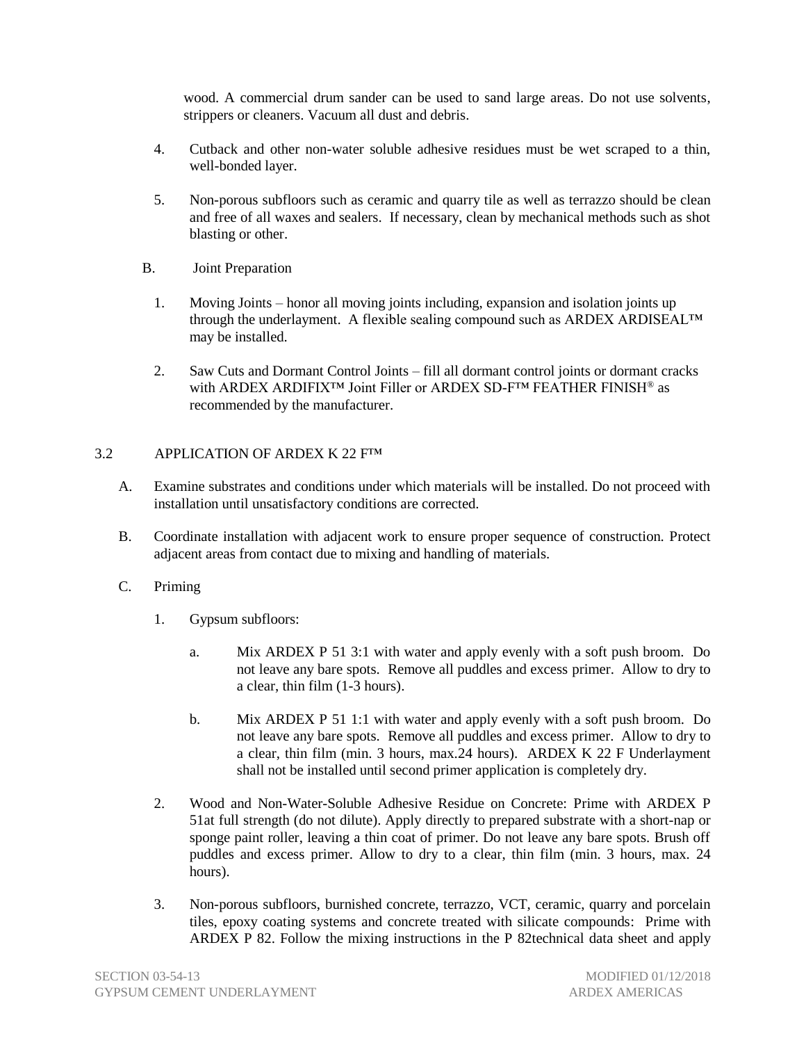wood. A commercial drum sander can be used to sand large areas. Do not use solvents, strippers or cleaners. Vacuum all dust and debris.

4. Cutback and other non-water soluble adhesive residues must be wet scraped to a thin, well-bonded layer.

5. Non-porous subfloors such as ceramic and quarry tile as well as terrazzo should be clean and free of all waxes and sealers. If necessary, clean by mechanical methods such as shot blasting or other.

B. Joint Preparation

1. Moving Joints – honor all moving joints including, expansion and isolation joints up through the underlayment. A flexible sealing compound such as ARDEX ARDISEAL™ may be installed.

2. Saw Cuts and Dormant Control Joints – fill all dormant control joints or dormant cracks with ARDEX ARDIFIX™ Joint Filler or ARDEX SD-F™ FEATHER FINISH® as recommended by the manufacturer.

## 3.2 APPLICATION OF ARDEX K 22 F™

A. Examine substrates and conditions under which materials will be installed. Do not proceed with installation until unsatisfactory conditions are corrected.

B. Coordinate installation with adjacent work to ensure proper sequence of construction. Protect adjacent areas from contact due to mixing and handling of materials.

C. Priming

1. Gypsum subfloors:

   a. Mix ARDEX P 51 3:1 with water and apply evenly with a soft push broom. Do not leave any bare spots. Remove all puddles and excess primer. Allow to dry to a clear, thin film (1-3 hours).

   b. Mix ARDEX P 51 1:1 with water and apply evenly with a soft push broom. Do not leave any bare spots. Remove all puddles and excess primer. Allow to dry to a clear, thin film (min. 3 hours, max.24 hours). ARDEX K 22 F Underlayment shall not be installed until second primer application is completely dry.

2. Wood and Non-Water-Soluble Adhesive Residue on Concrete: Prime with ARDEX P 51at full strength (do not dilute). Apply directly to prepared substrate with a short-nap or sponge paint roller, leaving a thin coat of primer. Do not leave any bare spots. Brush off puddles and excess primer. Allow to dry to a clear, thin film (min. 3 hours, max. 24 hours).

3. Non-porous subfloors, burnished concrete, terrazzo, VCT, ceramic, quarry and porcelain tiles, epoxy coating systems and concrete treated with silicate compounds: Prime with ARDEX P 82. Follow the mixing instructions in the P 82technical data sheet and apply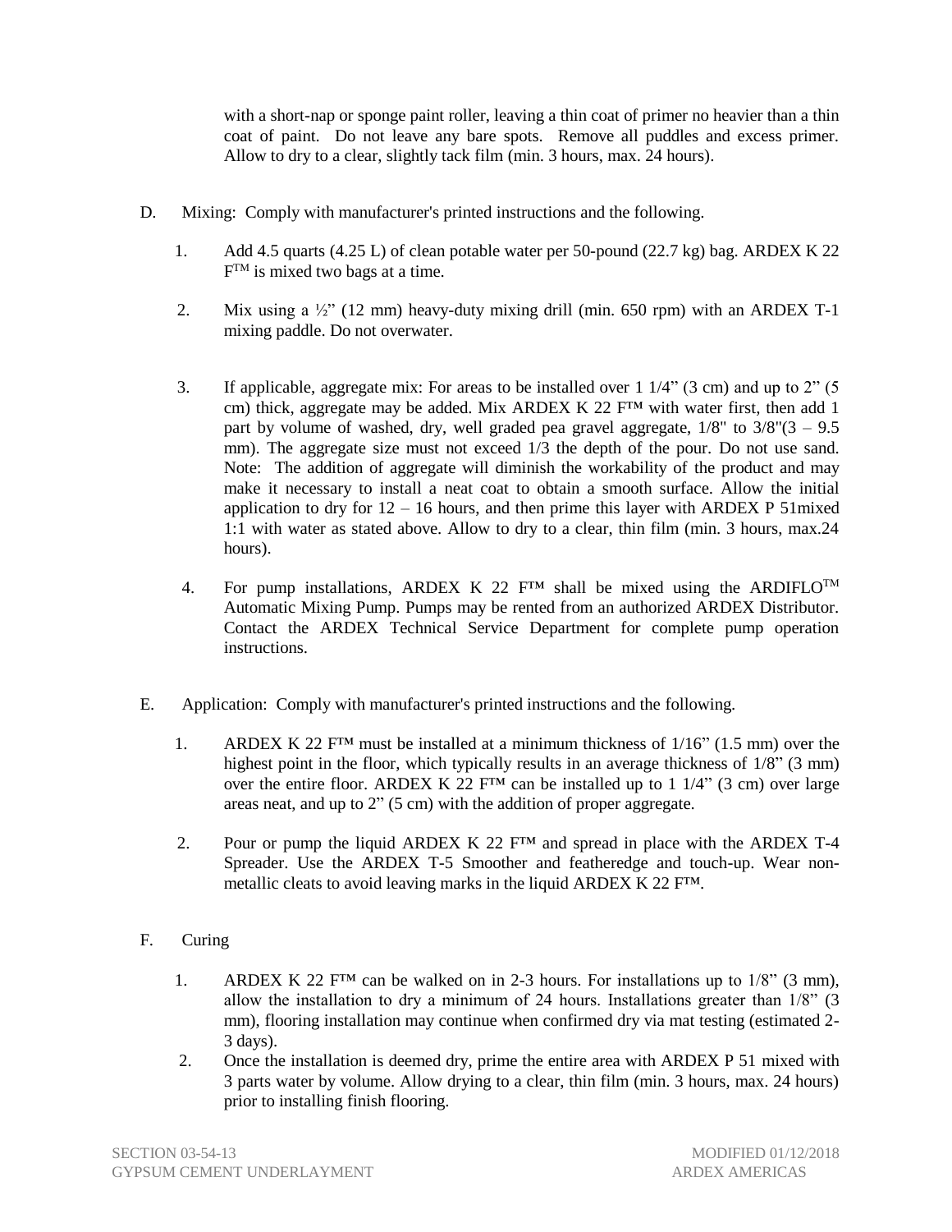with a short-nap or sponge paint roller, leaving a thin coat of primer no heavier than a thin coat of paint. Do not leave any bare spots. Remove all puddles and excess primer. Allow to dry to a clear, slightly tack film (min. 3 hours, max. 24 hours).

D. Mixing: Comply with manufacturer's printed instructions and the following.

1. Add 4.5 quarts (4.25 L) of clean potable water per 50-pound (22.7 kg) bag. ARDEX K 22 F™ is mixed two bags at a time.

2. Mix using a ½" (12 mm) heavy-duty mixing drill (min. 650 rpm) with an ARDEX T-1 mixing paddle. Do not overwater.

3. If applicable, aggregate mix: For areas to be installed over 1 1/4" (3 cm) and up to 2" (5 cm) thick, aggregate may be added. Mix ARDEX K 22 F™ with water first, then add 1 part by volume of washed, dry, well graded pea gravel aggregate, 1/8" to 3/8"(3 – 9.5 mm). The aggregate size must not exceed 1/3 the depth of the pour. Do not use sand. Note: The addition of aggregate will diminish the workability of the product and may make it necessary to install a neat coat to obtain a smooth surface. Allow the initial application to dry for 12 – 16 hours, and then prime this layer with ARDEX P 51mixed 1:1 with water as stated above. Allow to dry to a clear, thin film (min. 3 hours, max.24 hours).

4. For pump installations, ARDEX K 22 F™ shall be mixed using the ARDIFLO™ Automatic Mixing Pump. Pumps may be rented from an authorized ARDEX Distributor. Contact the ARDEX Technical Service Department for complete pump operation instructions.

E. Application: Comply with manufacturer's printed instructions and the following.

1. ARDEX K 22 F™ must be installed at a minimum thickness of 1/16" (1.5 mm) over the highest point in the floor, which typically results in an average thickness of 1/8" (3 mm) over the entire floor. ARDEX K 22 F™ can be installed up to 1 1/4" (3 cm) over large areas neat, and up to 2" (5 cm) with the addition of proper aggregate.

2. Pour or pump the liquid ARDEX K 22 F™ and spread in place with the ARDEX T-4 Spreader. Use the ARDEX T-5 Smoother and featheredge and touch-up. Wear non-metallic cleats to avoid leaving marks in the liquid ARDEX K 22 F™.

F. Curing

1. ARDEX K 22 F™ can be walked on in 2-3 hours. For installations up to 1/8" (3 mm), allow the installation to dry a minimum of 24 hours. Installations greater than 1/8" (3 mm), flooring installation may continue when confirmed dry via mat testing (estimated 2-3 days).

2. Once the installation is deemed dry, prime the entire area with ARDEX P 51 mixed with 3 parts water by volume. Allow drying to a clear, thin film (min. 3 hours, max. 24 hours) prior to installing finish flooring.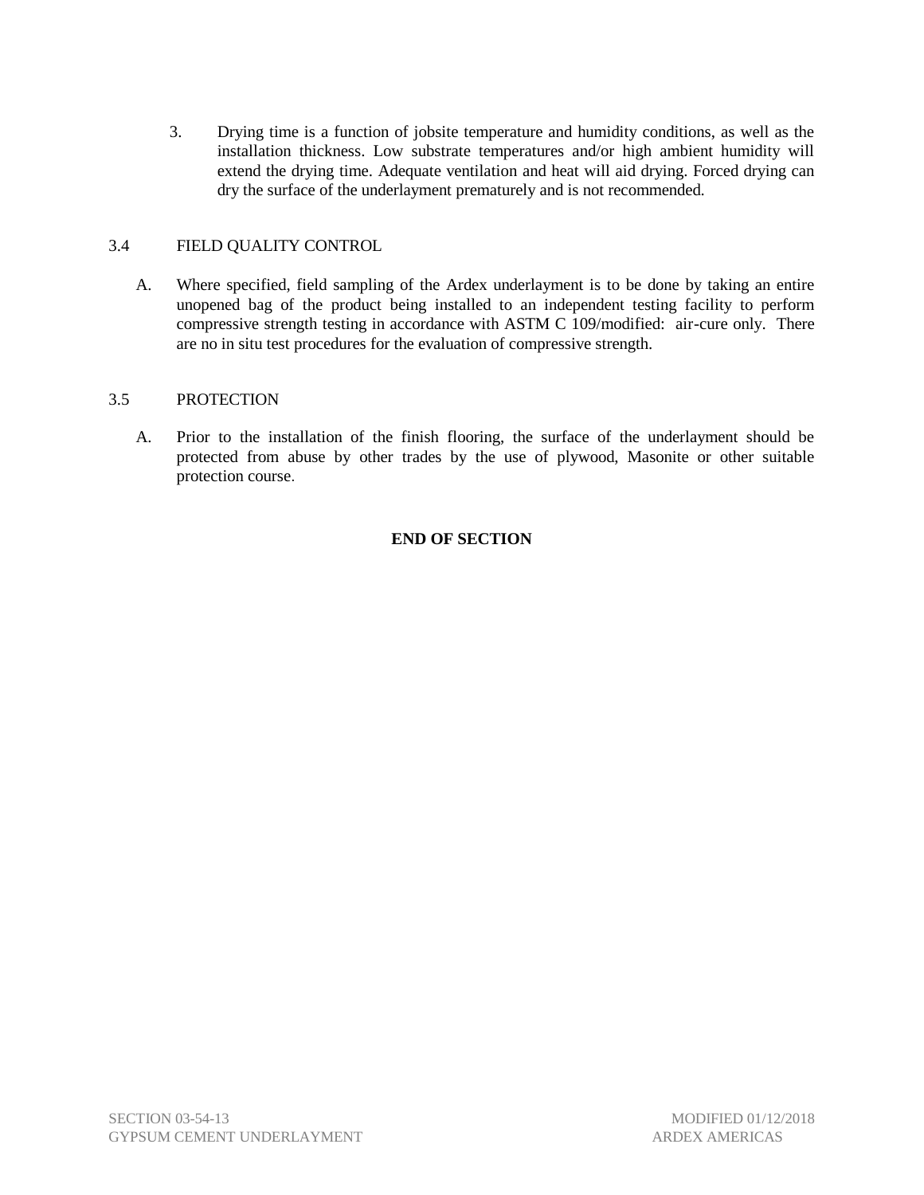3. Drying time is a function of jobsite temperature and humidity conditions, as well as the installation thickness. Low substrate temperatures and/or high ambient humidity will extend the drying time. Adequate ventilation and heat will aid drying. Forced drying can dry the surface of the underlayment prematurely and is not recommended.

## 3.4 FIELD QUALITY CONTROL

A. Where specified, field sampling of the Ardex underlayment is to be done by taking an entire unopened bag of the product being installed to an independent testing facility to perform compressive strength testing in accordance with ASTM C 109/modified: air-cure only. There are no in situ test procedures for the evaluation of compressive strength.

## 3.5 PROTECTION

A. Prior to the installation of the finish flooring, the surface of the underlayment should be protected from abuse by other trades by the use of plywood, Masonite or other suitable protection course.

**END OF SECTION**